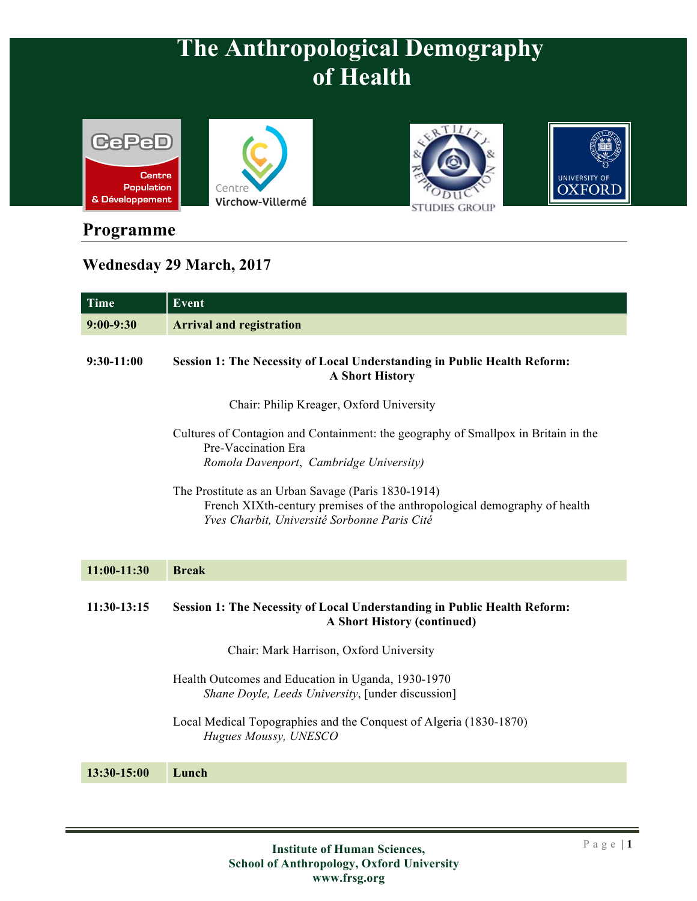# The Anthropological Demography of Health

## Programme

### Wednesday 29 March, 2017

| Time | Event |
|---|---|
| 9:00-9:30 | **Arrival and registration** |
| 9:30-11:00 | **Session 1: The Necessity of Local Understanding in Public Health Reform: A Short History**<br><br>Chair: Philip Kreager, Oxford University<br><br>Cultures of Contagion and Containment: the geography of Smallpox in Britain in the Pre-Vaccination Era<br>*Romola Davenport, Cambridge University)*<br><br>The Prostitute as an Urban Savage (Paris 1830-1914)<br>French XIXth-century premises of the anthropological demography of health<br>*Yves Charbit, Université Sorbonne Paris Cité* |
| 11:00-11:30 | **Break** |
| 11:30-13:15 | **Session 1: The Necessity of Local Understanding in Public Health Reform: A Short History (continued)**<br><br>Chair: Mark Harrison, Oxford University<br><br>Health Outcomes and Education in Uganda, 1930-1970<br>*Shane Doyle, Leeds University*, [under discussion]<br><br>Local Medical Topographies and the Conquest of Algeria (1830-1870)<br>*Hugues Moussy, UNESCO* |
| 13:30-15:00 | **Lunch** |

**Institute of Human Sciences,**
**School of Anthropology, Oxford University**
**www.frsg.org**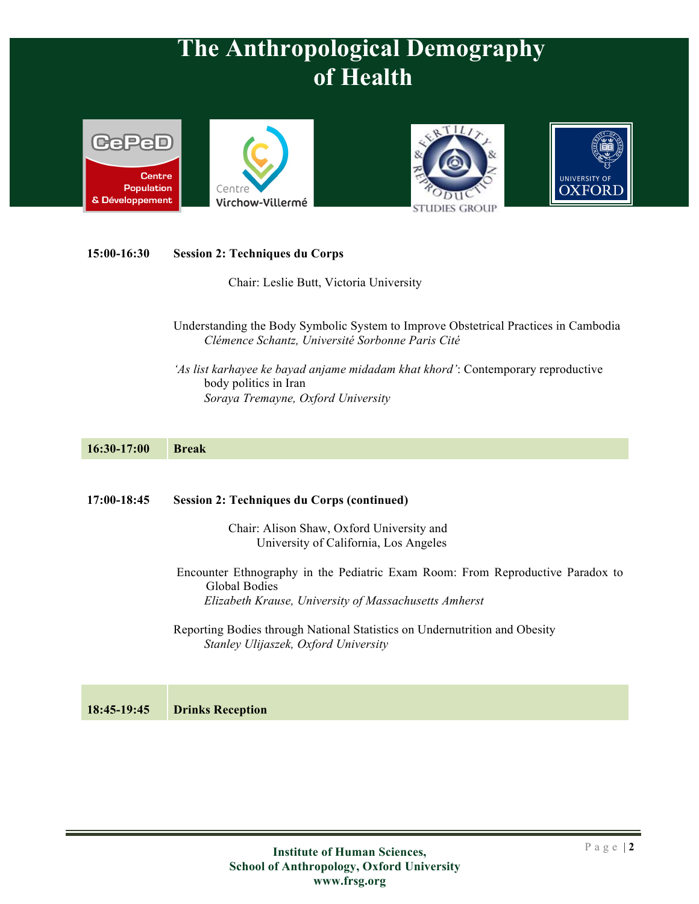# The Anthropological Demography of Health

**15:00-16:30** **Session 2: Techniques du Corps**

Chair: Leslie Butt, Victoria University

Understanding the Body Symbolic System to Improve Obstetrical Practices in Cambodia
*Clémence Schantz, Université Sorbonne Paris Cité*

*'As list karhayee ke bayad anjame midadam khat khord'*: Contemporary reproductive body politics in Iran
*Soraya Tremayne, Oxford University*

| **16:30-17:00** | **Break** |
|---|---|

**17:00-18:45** **Session 2: Techniques du Corps (continued)**

Chair: Alison Shaw, Oxford University and University of California, Los Angeles

Encounter Ethnography in the Pediatric Exam Room: From Reproductive Paradox to Global Bodies
*Elizabeth Krause, University of Massachusetts Amherst*

Reporting Bodies through National Statistics on Undernutrition and Obesity
*Stanley Ulijaszek, Oxford University*

| **18:45-19:45** | **Drinks Reception** |
|---|---|

**Institute of Human Sciences,**
**School of Anthropology, Oxford University**
**www.frsg.org**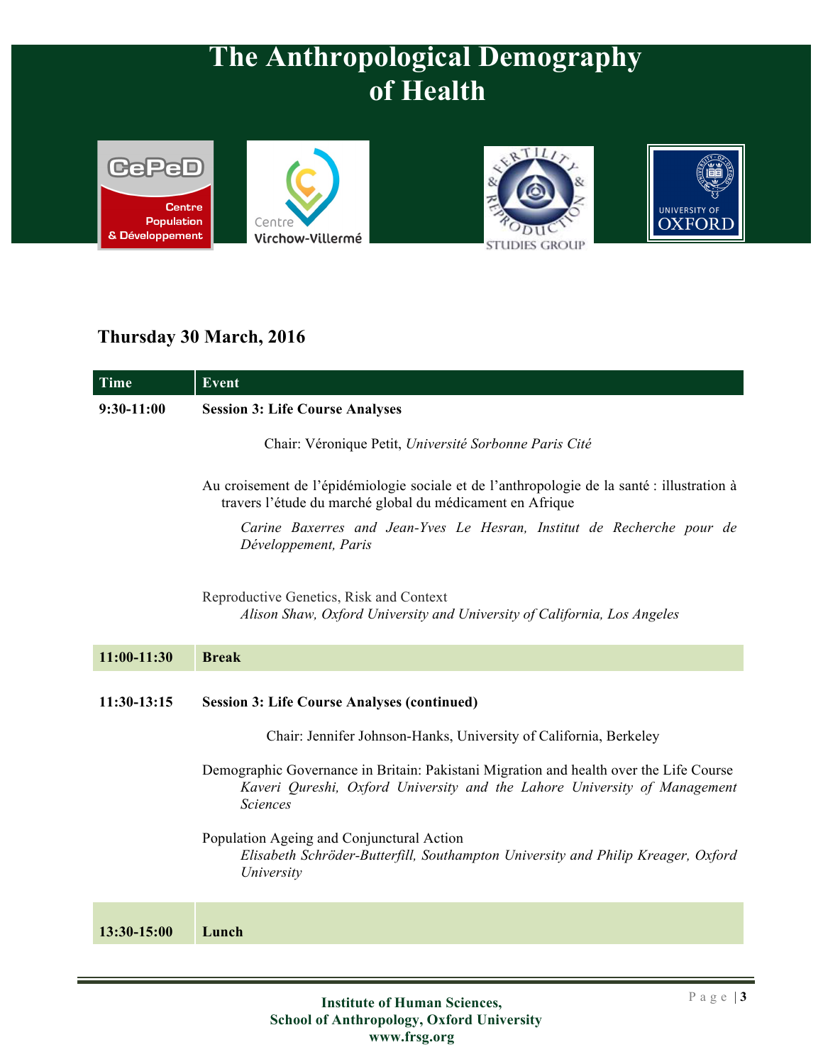# The Anthropological Demography of Health

## Thursday 30 March, 2016

| Time | Event |
|---|---|
| **9:30-11:00** | **Session 3: Life Course Analyses** |
| | Chair: Véronique Petit, *Université Sorbonne Paris Cité* |
| | Au croisement de l'épidémiologie sociale et de l'anthropologie de la santé : illustration à travers l'étude du marché global du médicament en Afrique *Carine Baxerres and Jean-Yves Le Hesran, Institut de Recherche pour de Développement, Paris* |
| | Reproductive Genetics, Risk and Context *Alison Shaw, Oxford University and University of California, Los Angeles* |
| **11:00-11:30** | **Break** |
| **11:30-13:15** | **Session 3: Life Course Analyses (continued)** |
| | Chair: Jennifer Johnson-Hanks, University of California, Berkeley |
| | Demographic Governance in Britain: Pakistani Migration and health over the Life Course *Kaveri Qureshi, Oxford University and the Lahore University of Management Sciences* |
| | Population Ageing and Conjunctural Action *Elisabeth Schröder-Butterfill, Southampton University and Philip Kreager, Oxford University* |
| **13:30-15:00** | **Lunch** |

**Institute of Human Sciences,**
**School of Anthropology, Oxford University**
**www.frsg.org**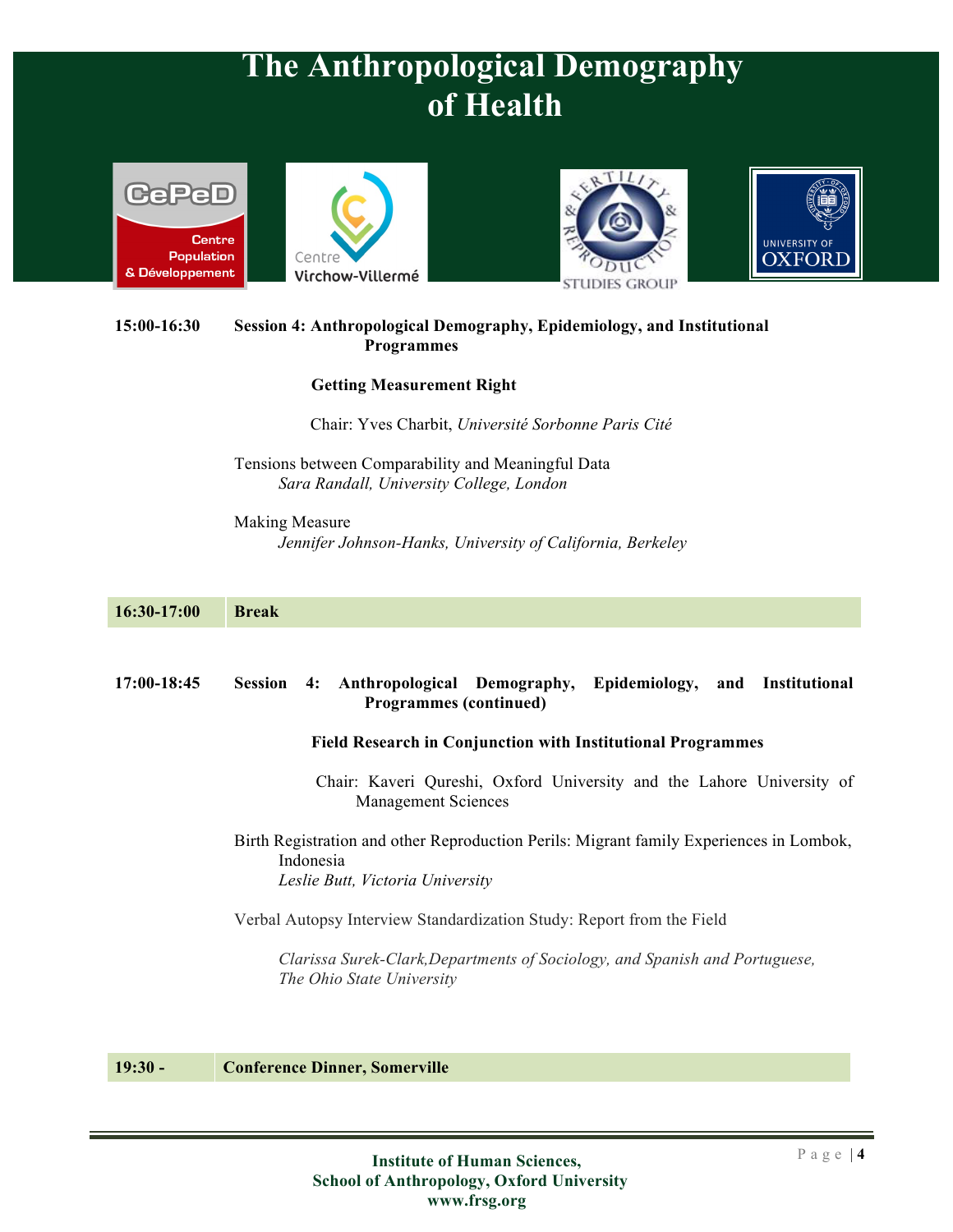# The Anthropological Demography of Health

**15:00-16:30** **Session 4: Anthropological Demography, Epidemiology, and Institutional Programmes**

**Getting Measurement Right**

Chair: Yves Charbit, *Université Sorbonne Paris Cité*

Tensions between Comparability and Meaningful Data
*Sara Randall, University College, London*

Making Measure
*Jennifer Johnson-Hanks, University of California, Berkeley*

| **16:30-17:00** | **Break** |
| --- | --- |

**17:00-18:45** **Session 4: Anthropological Demography, Epidemiology, and Institutional Programmes (continued)**

**Field Research in Conjunction with Institutional Programmes**

Chair: Kaveri Qureshi, Oxford University and the Lahore University of Management Sciences

Birth Registration and other Reproduction Perils: Migrant family Experiences in Lombok, Indonesia
*Leslie Butt, Victoria University*

Verbal Autopsy Interview Standardization Study: Report from the Field

*Clarissa Surek-Clark,Departments of Sociology, and Spanish and Portuguese, The Ohio State University*

| **19:30 -** | **Conference Dinner, Somerville** |
| --- | --- |

**Institute of Human Sciences,**
**School of Anthropology, Oxford University**
**www.frsg.org**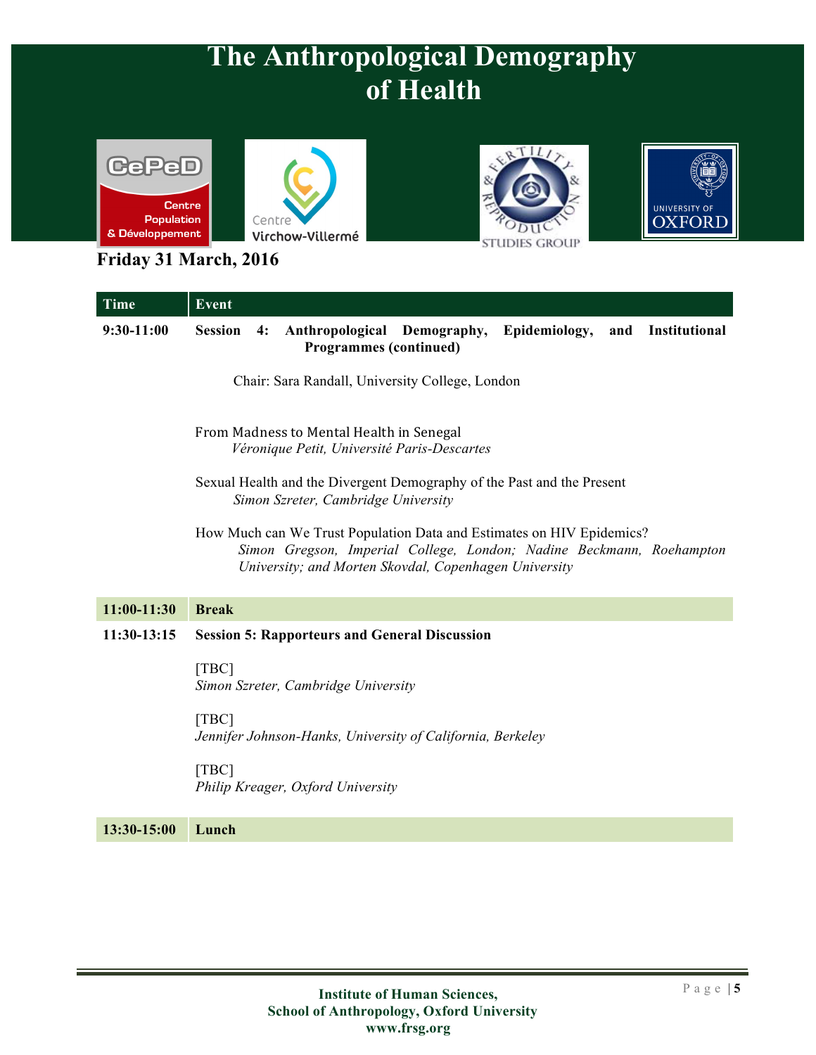# The Anthropological Demography of Health

CePeD Centre Population & Développement

Centre Virchow-Villermé

Fertility & Reproduction Studies Group

University of Oxford

**Friday 31 March, 2016**

| Time | Event |
|---|---|
| **9:30-11:00** | **Session 4: Anthropological Demography, Epidemiology, and Institutional Programmes (continued)**<br><br>Chair: Sara Randall, University College, London<br><br>From Madness to Mental Health in Senegal<br>*Véronique Petit, Université Paris-Descartes*<br><br>Sexual Health and the Divergent Demography of the Past and the Present<br>*Simon Szreter, Cambridge University*<br><br>How Much can We Trust Population Data and Estimates on HIV Epidemics?<br>*Simon Gregson, Imperial College, London; Nadine Beckmann, Roehampton University; and Morten Skovdal, Copenhagen University* |
| **11:00-11:30** | **Break** |
| **11:30-13:15** | **Session 5: Rapporteurs and General Discussion**<br><br>[TBC]<br>*Simon Szreter, Cambridge University*<br><br>[TBC]<br>*Jennifer Johnson-Hanks, University of California, Berkeley*<br><br>[TBC]<br>*Philip Kreager, Oxford University* |
| **13:30-15:00** | **Lunch** |

**Institute of Human Sciences,**
**School of Anthropology, Oxford University**
**www.frsg.org**